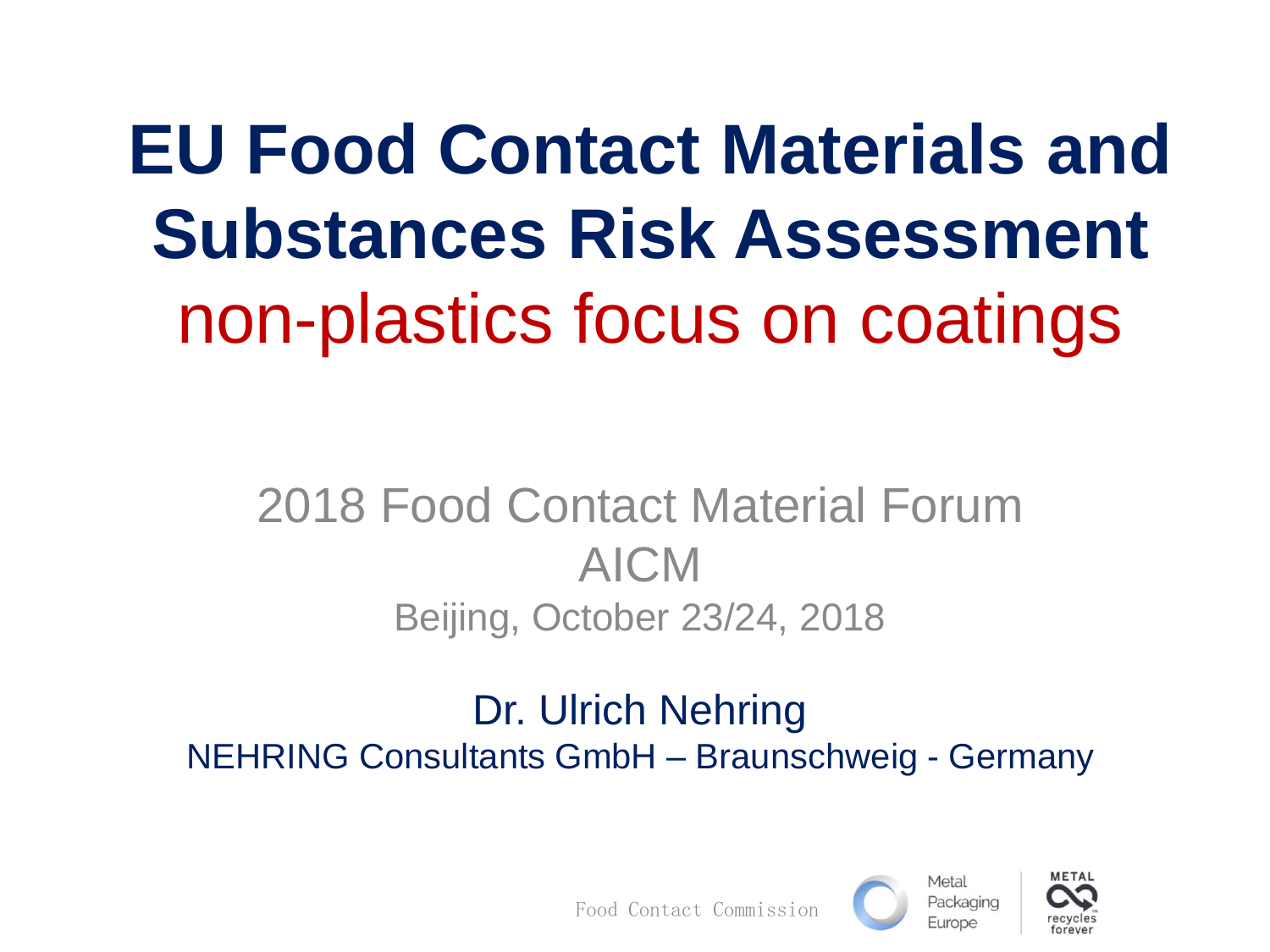# EU Food Contact Materials and Substances Risk Assessment

## non-plastics focus on coatings

2018 Food Contact Material Forum

AICM

Beijing, October 23/24, 2018

Dr. Ulrich Nehring

NEHRING Consultants GmbH – Braunschweig - Germany

Food Contact Commission

Metal Packaging Europe

METAL recycles forever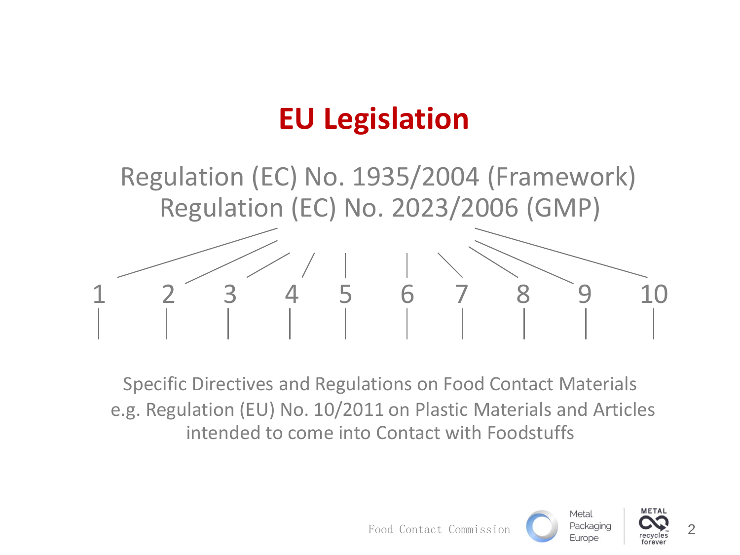# EU Legislation

Regulation (EC) No. 1935/2004 (Framework)
Regulation (EC) No. 2023/2006 (GMP)

1 2 3 4 5 6 7 8 9 10

Specific Directives and Regulations on Food Contact Materials
e.g. Regulation (EU) No. 10/2011 on Plastic Materials and Articles intended to come into Contact with Foodstuffs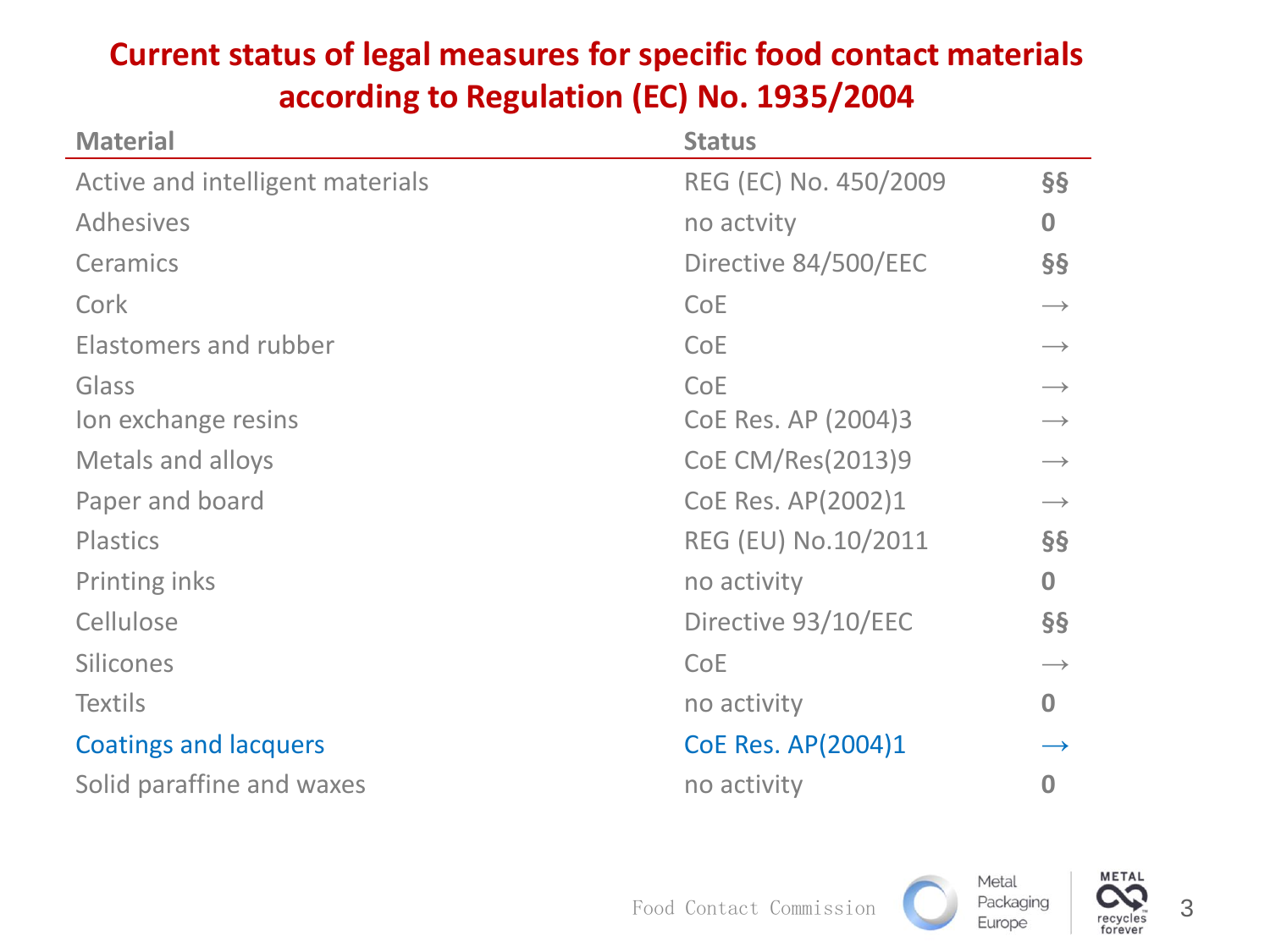# Current status of legal measures for specific food contact materials according to Regulation (EC) No. 1935/2004

| Material | Status | |
|---|---|---|
| Active and intelligent materials | REG (EC) No. 450/2009 | §§ |
| Adhesives | no actvity | 0 |
| Ceramics | Directive 84/500/EEC | §§ |
| Cork | CoE | → |
| Elastomers and rubber | CoE | → |
| Glass | CoE | → |
| Ion exchange resins | CoE Res. AP (2004)3 | → |
| Metals and alloys | CoE CM/Res(2013)9 | → |
| Paper and board | CoE Res. AP(2002)1 | → |
| Plastics | REG (EU) No.10/2011 | §§ |
| Printing inks | no activity | 0 |
| Cellulose | Directive 93/10/EEC | §§ |
| Silicones | CoE | → |
| Textils | no activity | 0 |
| Coatings and lacquers | CoE Res. AP(2004)1 | → |
| Solid paraffine and waxes | no activity | 0 |

Food Contact Commission

Metal Packaging Europe

METAL recycles forever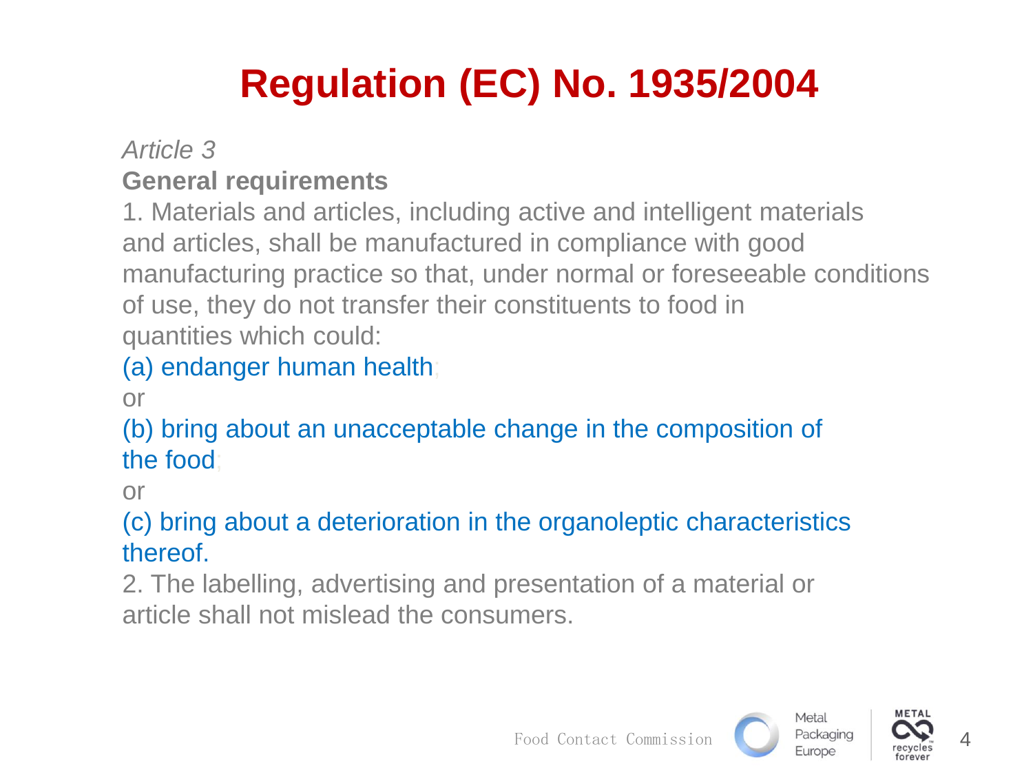# Regulation (EC) No. 1935/2004

*Article 3*

**General requirements**

1. Materials and articles, including active and intelligent materials and articles, shall be manufactured in compliance with good manufacturing practice so that, under normal or foreseeable conditions of use, they do not transfer their constituents to food in quantities which could:

(a) endanger human health;

or

(b) bring about an unacceptable change in the composition of the food;

or

(c) bring about a deterioration in the organoleptic characteristics thereof.

2. The labelling, advertising and presentation of a material or article shall not mislead the consumers.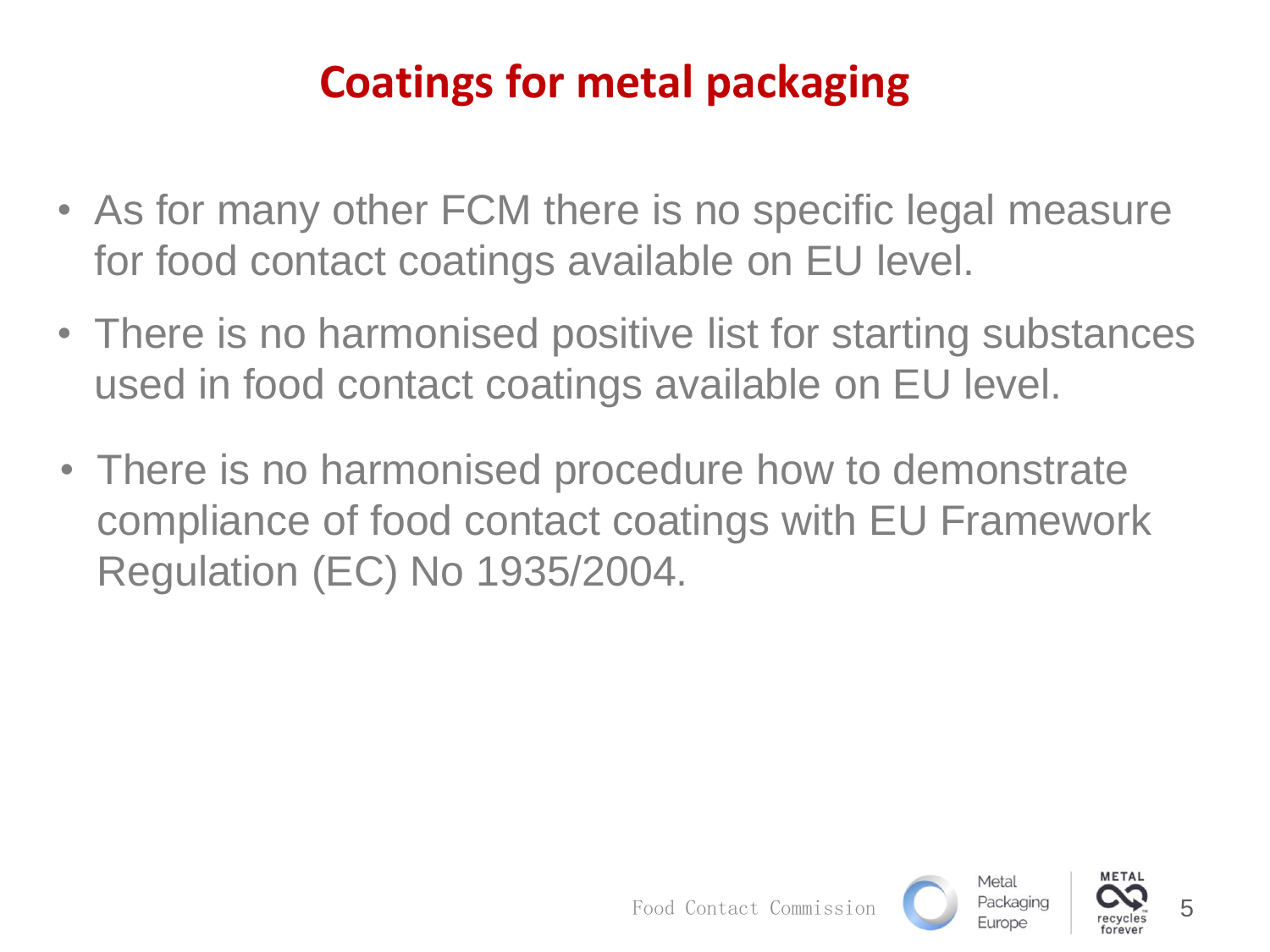# Coatings for metal packaging

- As for many other FCM there is no specific legal measure for food contact coatings available on EU level.
- There is no harmonised positive list for starting substances used in food contact coatings available on EU level.
- There is no harmonised procedure how to demonstrate compliance of food contact coatings with EU Framework Regulation (EC) No 1935/2004.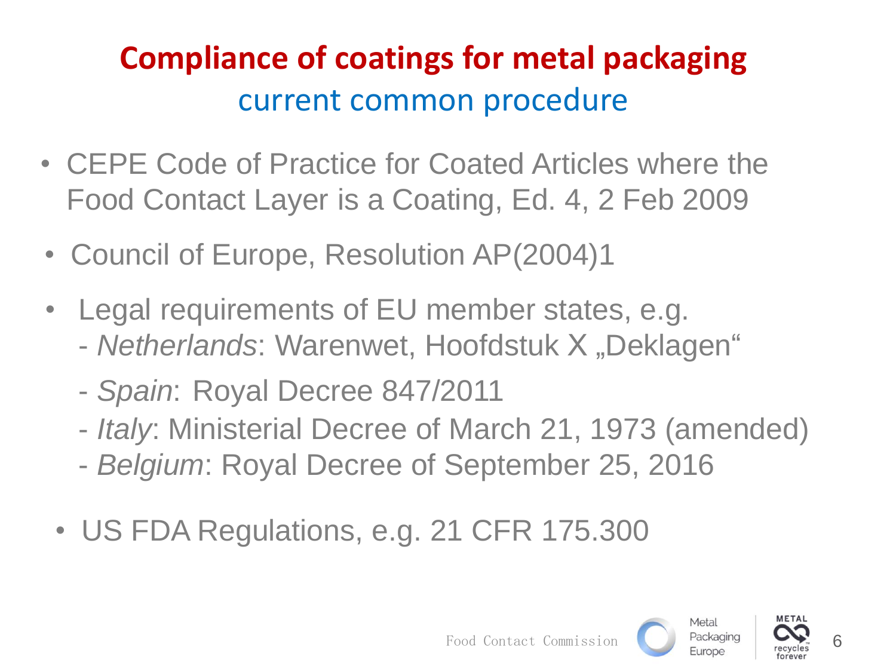# Compliance of coatings for metal packaging

## current common procedure

- CEPE Code of Practice for Coated Articles where the Food Contact Layer is a Coating, Ed. 4, 2 Feb 2009
- Council of Europe, Resolution AP(2004)1
- Legal requirements of EU member states, e.g.
  - *Netherlands*: Warenwet, Hoofdstuk X „Deklagen"
  - *Spain*: Royal Decree 847/2011
  - *Italy*: Ministerial Decree of March 21, 1973 (amended)
  - *Belgium*: Royal Decree of September 25, 2016
- US FDA Regulations, e.g. 21 CFR 175.300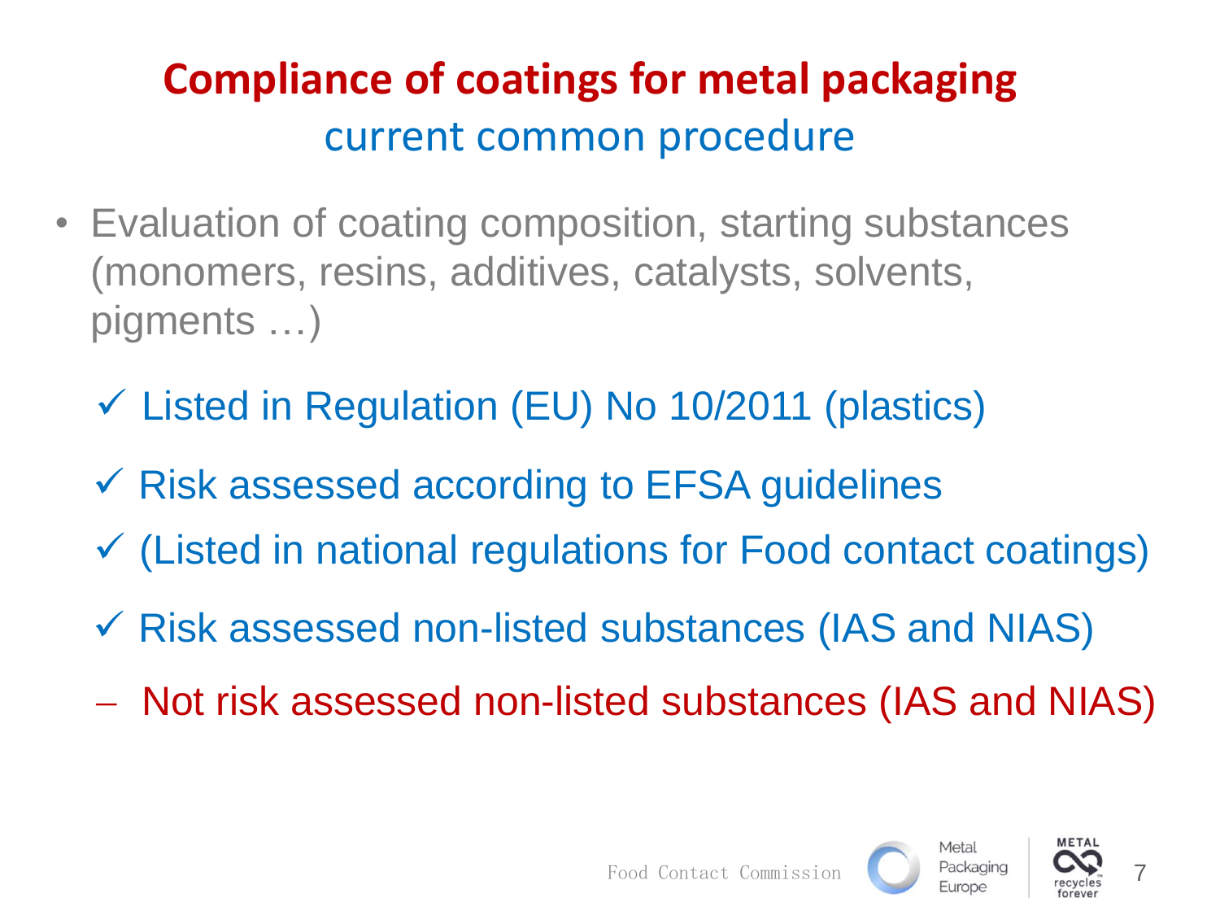# Compliance of coatings for metal packaging

## current common procedure

- Evaluation of coating composition, starting substances (monomers, resins, additives, catalysts, solvents, pigments …)

  - ✓ Listed in Regulation (EU) No 10/2011 (plastics)
  - ✓ Risk assessed according to EFSA guidelines
  - ✓ (Listed in national regulations for Food contact coatings)
  - ✓ Risk assessed non-listed substances (IAS and NIAS)
  - – Not risk assessed non-listed substances (IAS and NIAS)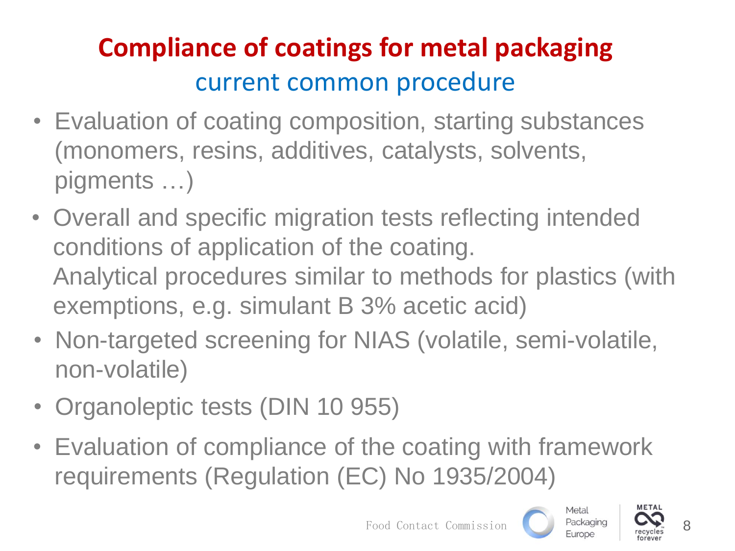# Compliance of coatings for metal packaging

## current common procedure

- Evaluation of coating composition, starting substances (monomers, resins, additives, catalysts, solvents, pigments …)
- Overall and specific migration tests reflecting intended conditions of application of the coating.
  Analytical procedures similar to methods for plastics (with exemptions, e.g. simulant B 3% acetic acid)
- Non-targeted screening for NIAS (volatile, semi-volatile, non-volatile)
- Organoleptic tests (DIN 10 955)
- Evaluation of compliance of the coating with framework requirements (Regulation (EC) No 1935/2004)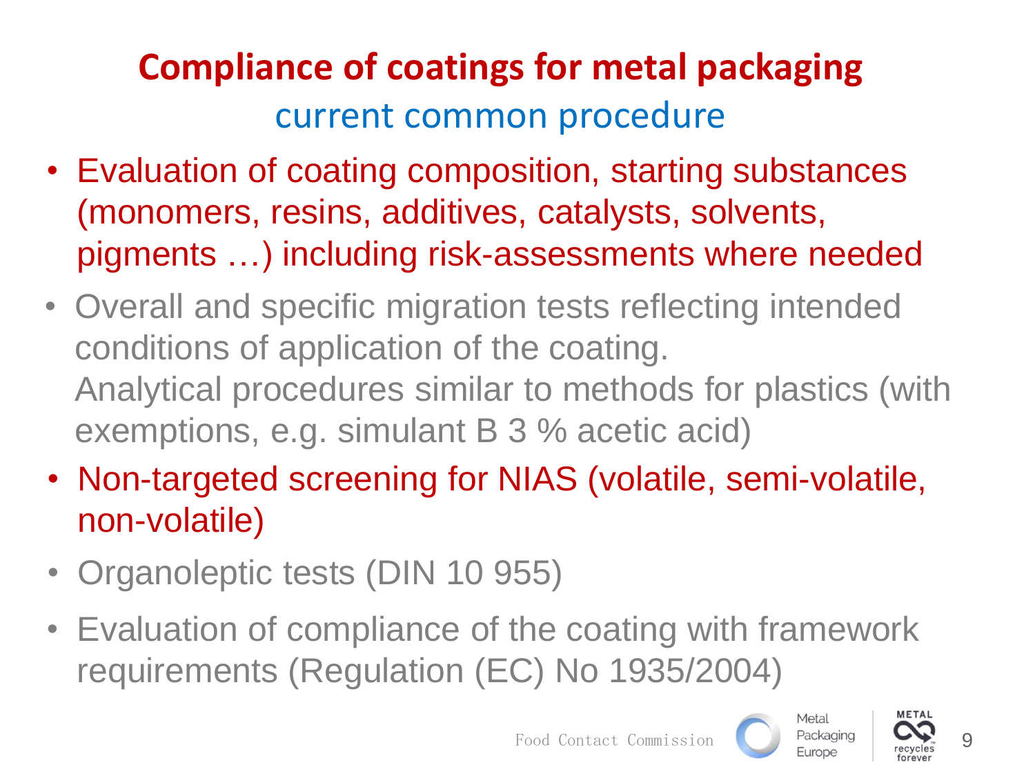# Compliance of coatings for metal packaging

## current common procedure

- Evaluation of coating composition, starting substances (monomers, resins, additives, catalysts, solvents, pigments …) including risk-assessments where needed
- Overall and specific migration tests reflecting intended conditions of application of the coating.
  Analytical procedures similar to methods for plastics (with exemptions, e.g. simulant B 3 % acetic acid)
- Non-targeted screening for NIAS (volatile, semi-volatile, non-volatile)
- Organoleptic tests (DIN 10 955)
- Evaluation of compliance of the coating with framework requirements (Regulation (EC) No 1935/2004)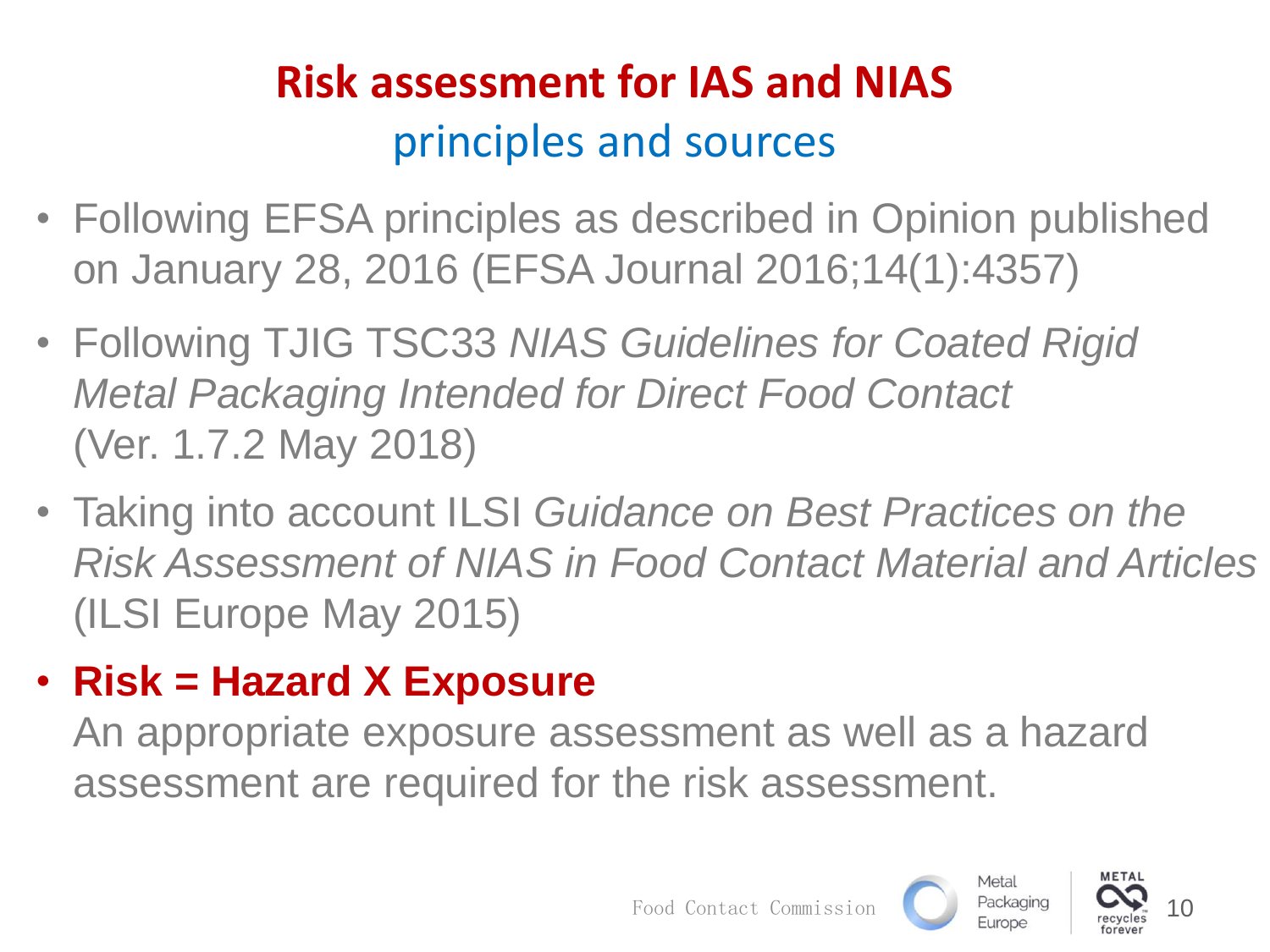# Risk assessment for IAS and NIAS

## principles and sources

- Following EFSA principles as described in Opinion published on January 28, 2016 (EFSA Journal 2016;14(1):4357)
- Following TJIG TSC33 *NIAS Guidelines for Coated Rigid Metal Packaging Intended for Direct Food Contact* (Ver. 1.7.2 May 2018)
- Taking into account ILSI *Guidance on Best Practices on the Risk Assessment of NIAS in Food Contact Material and Articles* (ILSI Europe May 2015)
- **Risk = Hazard X Exposure**

  An appropriate exposure assessment as well as a hazard assessment are required for the risk assessment.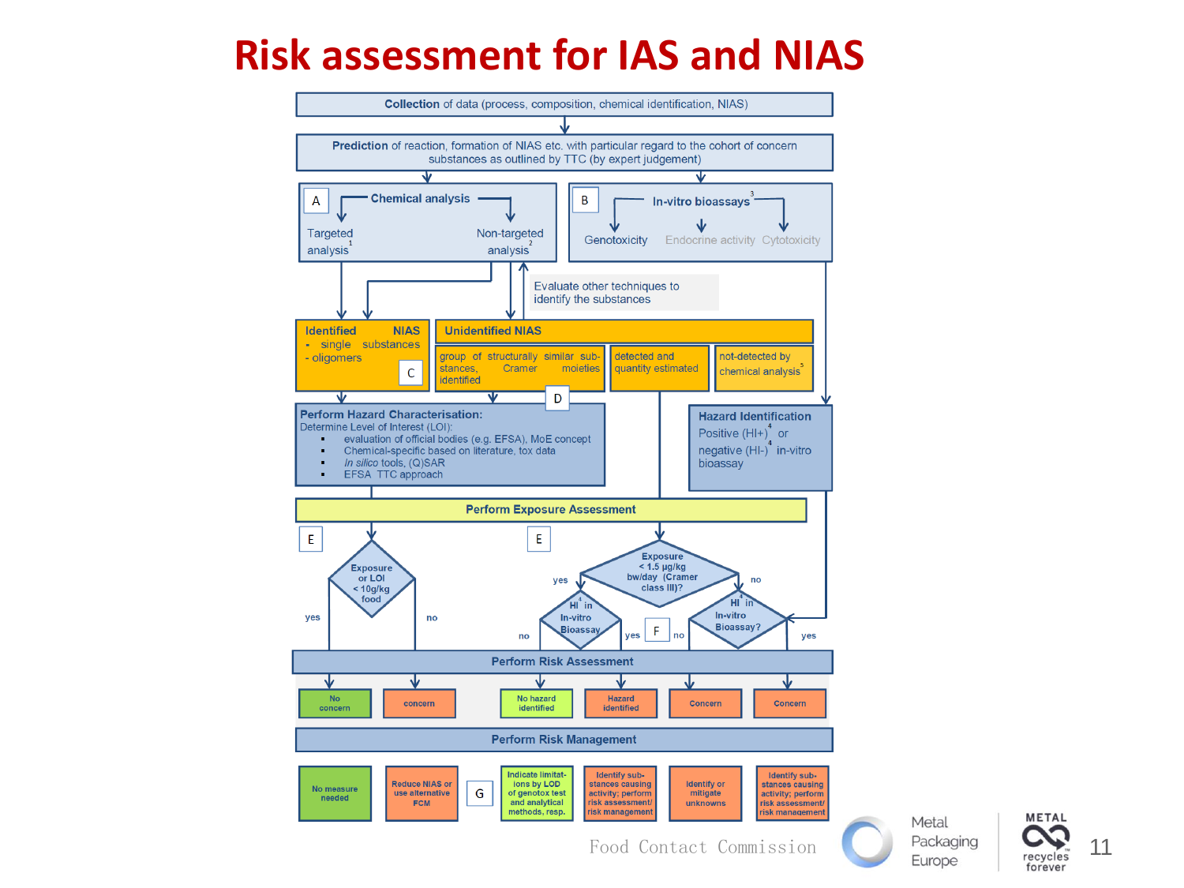# Risk assessment for IAS and NIAS

**Collection** of data (process, composition, chemical identification, NIAS)

**Prediction** of reaction, formation of NIAS etc. with particular regard to the cohort of concern substances as outlined by TTC (by expert judgement)

**A – Chemical analysis**
- Targeted analysis[1]
- Non-targeted analysis[2]

**B – In-vitro bioassays[3]**
- Genotoxicity
- Endocrine activity
- Cytotoxicity

Evaluate other techniques to identify the substances

**Identified NIAS**
- single substances
- oligomers

C

**Unidentified NIAS**
- group of structurally similar substances, Cramer moieties identified
- detected and quantity estimated
- not-detected by chemical analysis[5]

D

**Perform Hazard Characterisation:**
Determine Level of Interest (LOI):
- evaluation of official bodies (e.g. EFSA), MoE concept
- Chemical-specific based on literature, tox data
- *In silico* tools, (Q)SAR
- EFSA TTC approach

**Hazard Identification**
Positive (HI+)[4] or negative (HI-)[4] in-vitro bioassay

**Perform Exposure Assessment**

E – Exposure or LOI < 10g/kg food? (yes / no)

E – Exposure < 1.5 µg/kg bw/day (Cramer class III)? (yes / no)
- yes → HI[4] in In-vitro Bioassay (no / yes)
- no → HI[4] in In-vitro Bioassay? (no / yes)

F

**Perform Risk Assessment**

| No concern | concern | No hazard identified | Hazard identified | Concern | Concern |
| --- | --- | --- | --- | --- | --- |

**Perform Risk Management**

G

| No measure needed | Reduce NIAS or use alternative FCM | Indicate limitations by LOD of genotox test and analytical methods, resp. | Identify substances causing activity; perform risk assessment/ risk management | Identify or mitigate unknowns | Identify substances causing activity; perform risk assessment/ risk management |
| --- | --- | --- | --- | --- | --- |

Food Contact Commission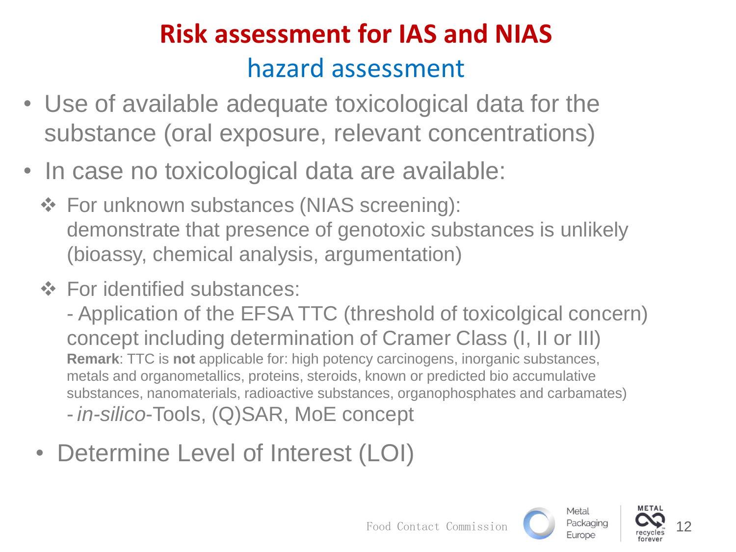# Risk assessment for IAS and NIAS

## hazard assessment

- Use of available adequate toxicological data for the substance (oral exposure, relevant concentrations)
- In case no toxicological data are available:
  - ❖ For unknown substances (NIAS screening):
    demonstrate that presence of genotoxic substances is unlikely (bioassy, chemical analysis, argumentation)
  - ❖ For identified substances:
    - Application of the EFSA TTC (threshold of toxicolgical concern) concept including determination of Cramer Class (I, II or III)
      **Remark**: TTC is **not** applicable for: high potency carcinogens, inorganic substances, metals and organometallics, proteins, steroids, known or predicted bio accumulative substances, nanomaterials, radioactive substances, organophosphates and carbamates)
    - *in-silico*-Tools, (Q)SAR, MoE concept
- Determine Level of Interest (LOI)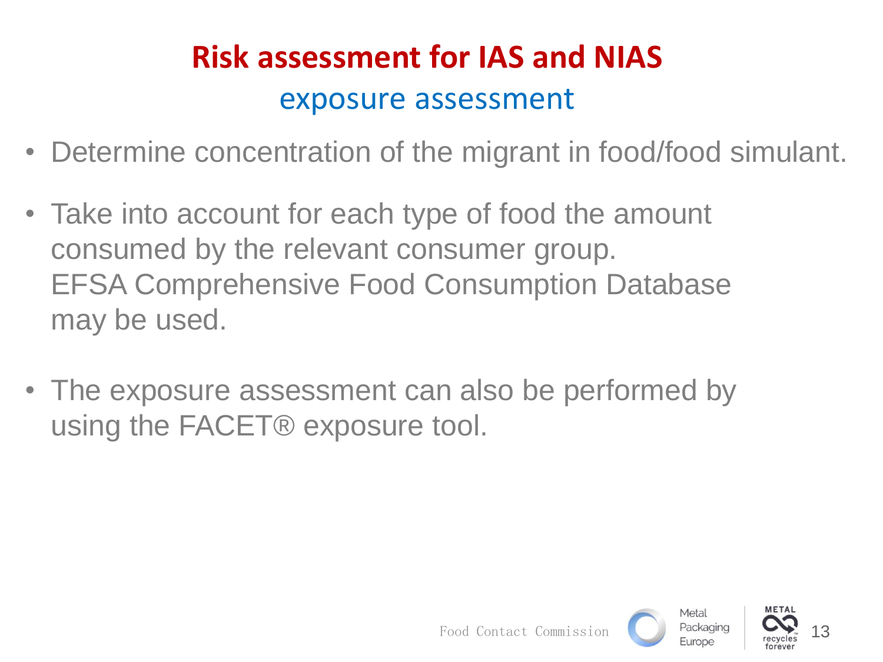# Risk assessment for IAS and NIAS

## exposure assessment

- Determine concentration of the migrant in food/food simulant.
- Take into account for each type of food the amount consumed by the relevant consumer group.
  EFSA Comprehensive Food Consumption Database may be used.
- The exposure assessment can also be performed by using the FACET® exposure tool.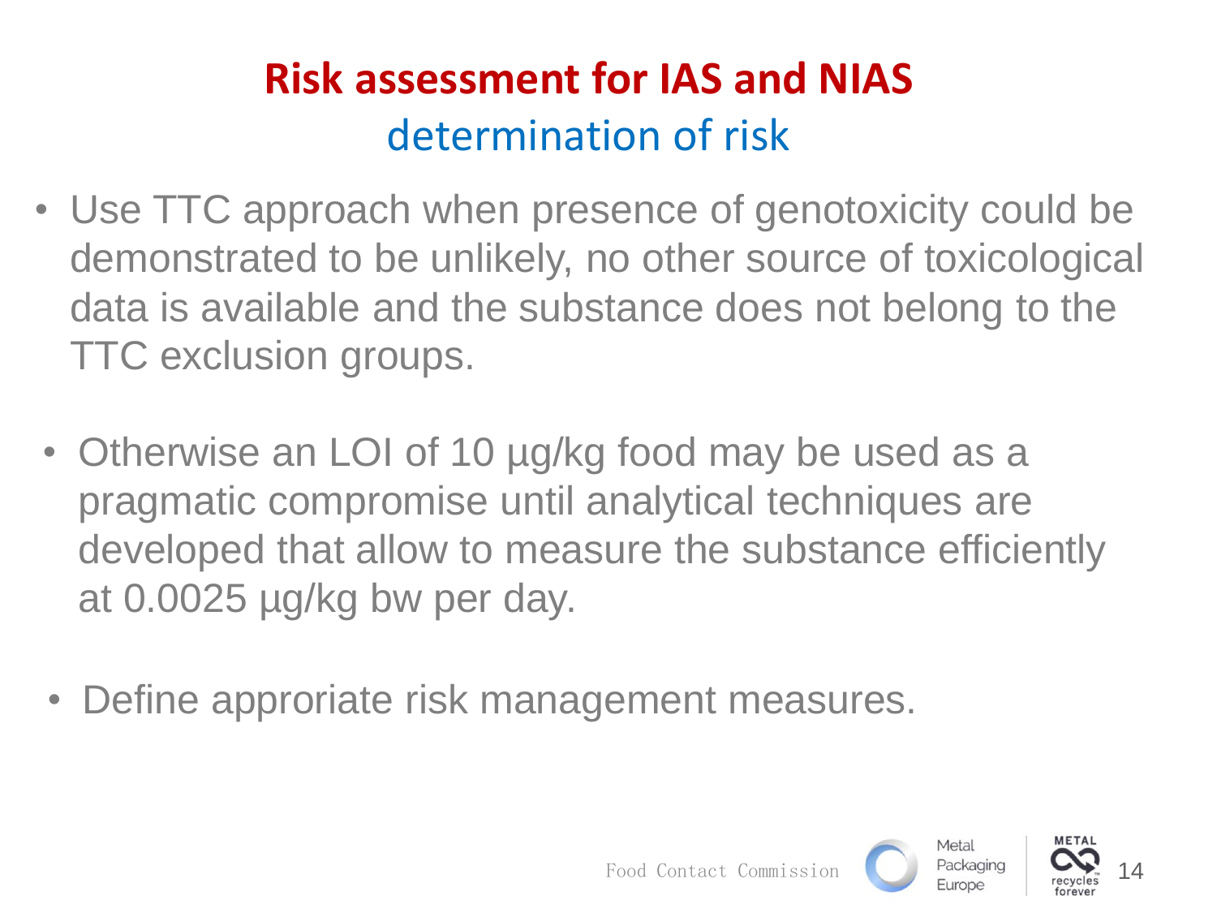# Risk assessment for IAS and NIAS

## determination of risk

- Use TTC approach when presence of genotoxicity could be demonstrated to be unlikely, no other source of toxicological data is available and the substance does not belong to the TTC exclusion groups.

- Otherwise an LOI of 10 µg/kg food may be used as a pragmatic compromise until analytical techniques are developed that allow to measure the substance efficiently at 0.0025 µg/kg bw per day.

- Define approriate risk management measures.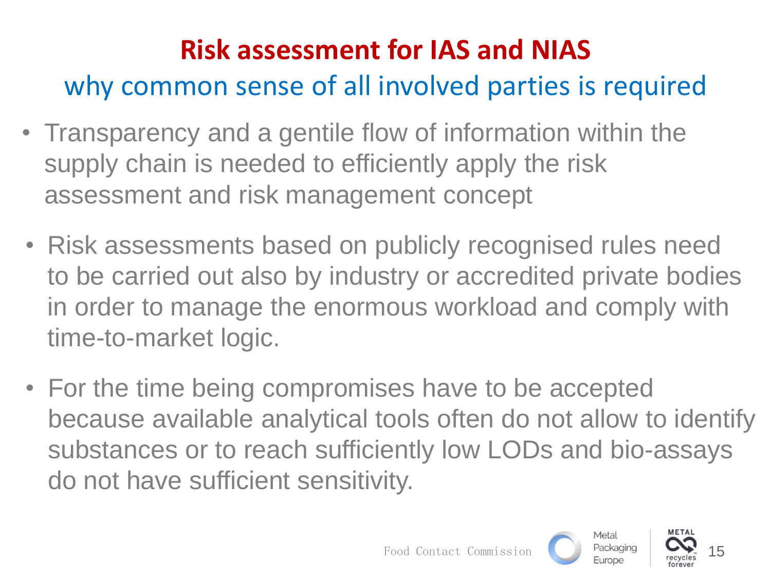# Risk assessment for IAS and NIAS

## why common sense of all involved parties is required

- Transparency and a gentile flow of information within the supply chain is needed to efficiently apply the risk assessment and risk management concept
- Risk assessments based on publicly recognised rules need to be carried out also by industry or accredited private bodies in order to manage the enormous workload and comply with time-to-market logic.
- For the time being compromises have to be accepted because available analytical tools often do not allow to identify substances or to reach sufficiently low LODs and bio-assays do not have sufficient sensitivity.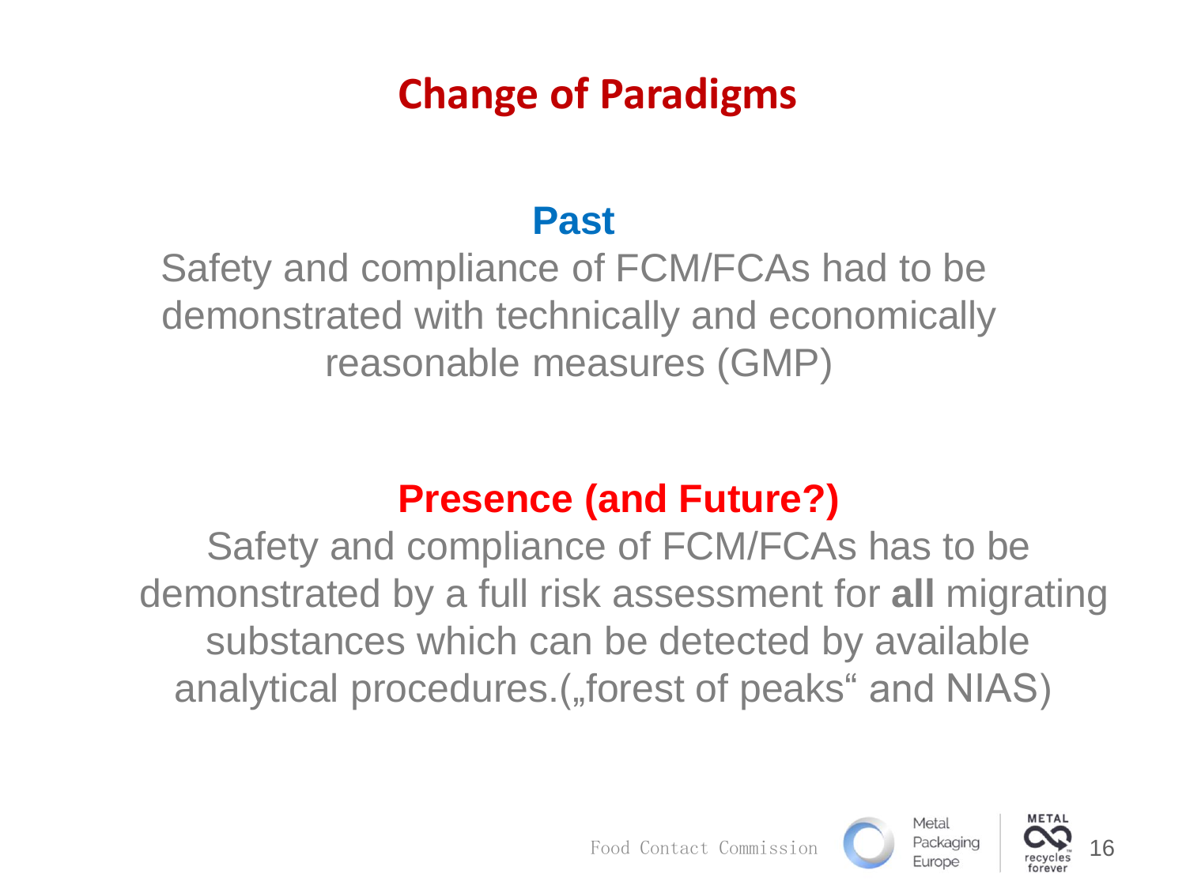# Change of Paradigms

## Past

Safety and compliance of FCM/FCAs had to be demonstrated with technically and economically reasonable measures (GMP)

## Presence (and Future?)

Safety and compliance of FCM/FCAs has to be demonstrated by a full risk assessment for **all** migrating substances which can be detected by available analytical procedures.(„forest of peaks“ and NIAS)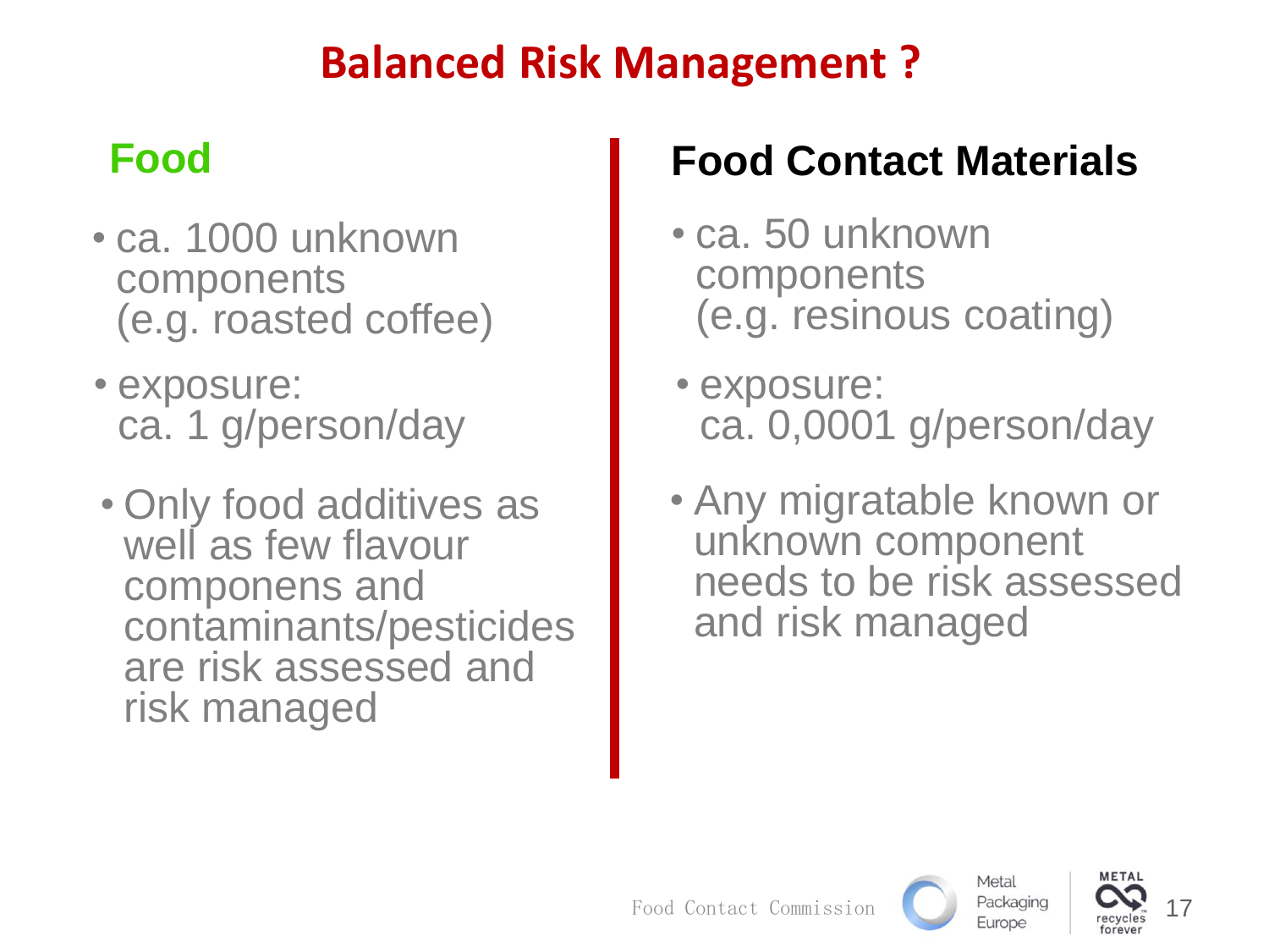# Balanced Risk Management ?

## Food

- ca. 1000 unknown components (e.g. roasted coffee)
- exposure: ca. 1 g/person/day
- Only food additives as well as few flavour componens and contaminants/pesticides are risk assessed and risk managed

## Food Contact Materials

- ca. 50 unknown components (e.g. resinous coating)
- exposure: ca. 0,0001 g/person/day
- Any migratable known or unknown component needs to be risk assessed and risk managed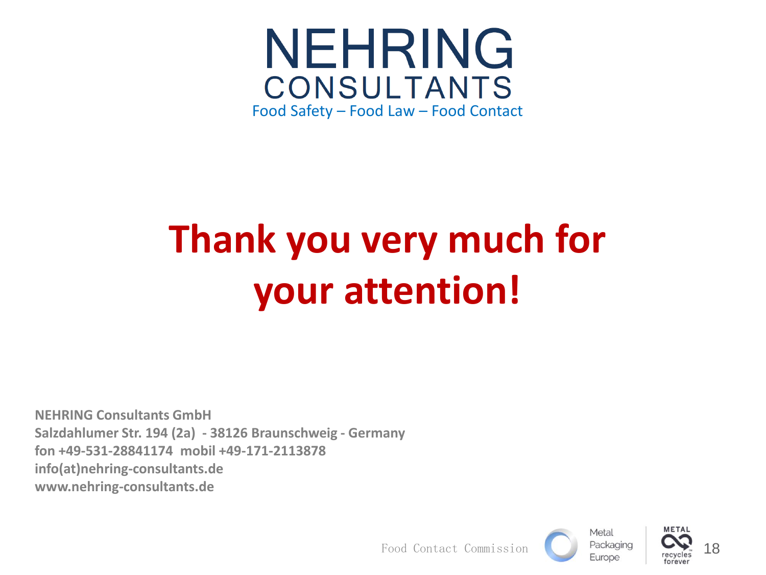NEHRING
CONSULTANTS
Food Safety – Food Law – Food Contact

# Thank you very much for your attention!

**NEHRING Consultants GmbH**
**Salzdahlumer Str. 194 (2a) - 38126 Braunschweig - Germany**
**fon +49-531-28841174 mobil +49-171-2113878**
**info(at)nehring-consultants.de**
**www.nehring-consultants.de**